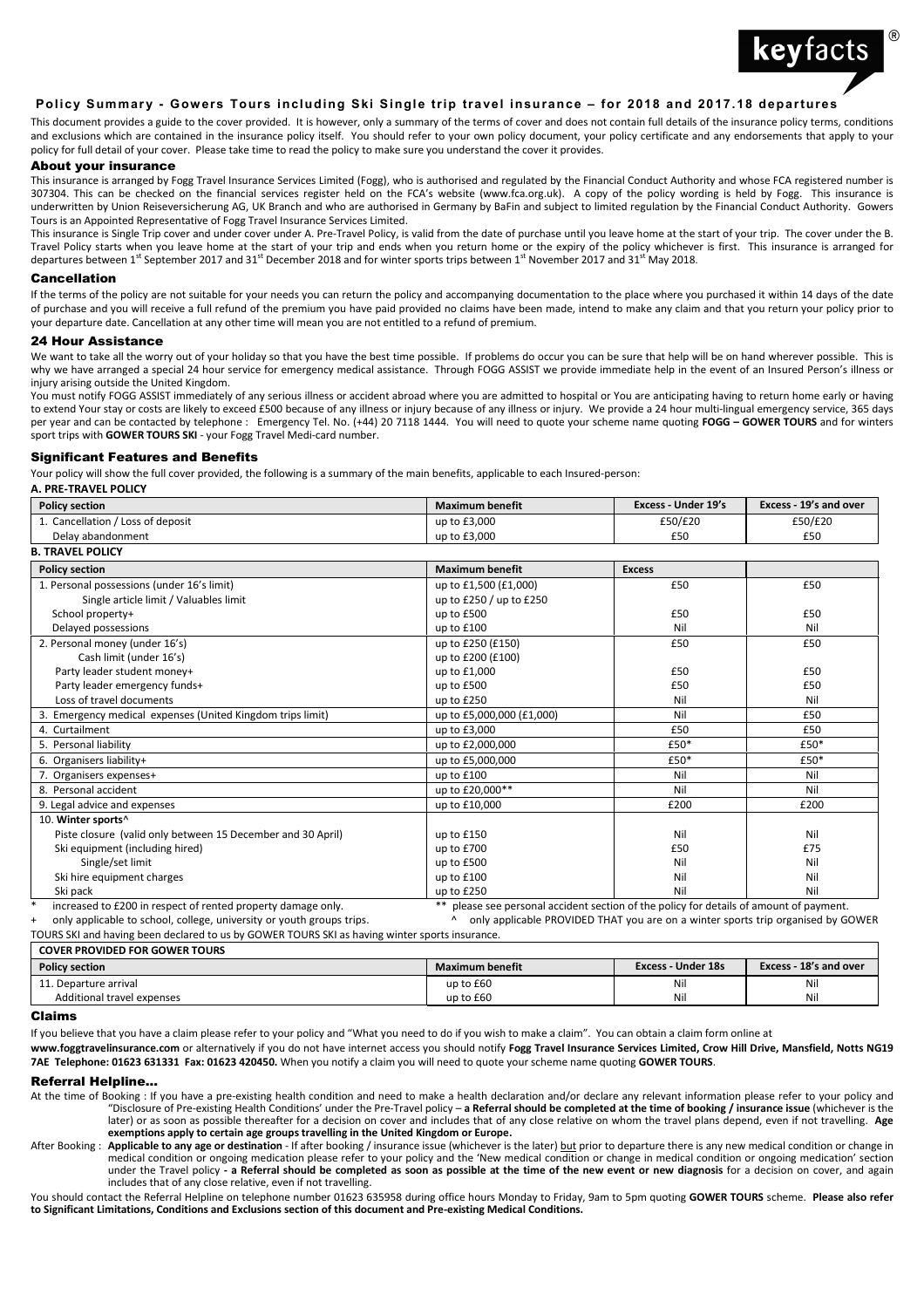keyfacts®

## Policy Summary - Gowers Tours including Ski Single trip travel insurance – for 2018 and 2017.18 departures

This document provides a guide to the cover provided. It is however, only a summary of the terms of cover and does not contain full details of the insurance policy terms, conditions and exclusions which are contained in the insurance policy itself. You should refer to your own policy document, your policy certificate and any endorsements that apply to your policy for full detail of your cover. Please take time to read the policy to make sure you understand the cover it provides.

### About your insurance

This insurance is arranged by Fogg Travel Insurance Services Limited (Fogg), who is authorised and regulated by the Financial Conduct Authority and whose FCA registered number is 307304. This can be checked on the financial services register held on the FCA's website (www.fca.org.uk). A copy of the policy wording is held by Fogg. This insurance is underwritten by Union Reiseversicherung AG, UK Branch and who are authorised in Germany by BaFin and subject to limited regulation by the Financial Conduct Authority. Gowers Tours is an Appointed Representative of Fogg Travel Insurance Services Limited.

This insurance is Single Trip cover and under cover under A. Pre-Travel Policy, is valid from the date of purchase until you leave home at the start of your trip. The cover under the B. Travel Policy starts when you leave home at the start of your trip and ends when you return home or the expiry of the policy whichever is first. This insurance is arranged for departures between 1st September 2017 and 31st December 2018 and for winter sports trips between 1st November 2017 and 31st May 2018.

### Cancellation

If the terms of the policy are not suitable for your needs you can return the policy and accompanying documentation to the place where you purchased it within 14 days of the date of purchase and you will receive a full refund of the premium you have paid provided no claims have been made, intend to make any claim and that you return your policy prior to your departure date. Cancellation at any other time will mean you are not entitled to a refund of premium.

### 24 Hour Assistance

We want to take all the worry out of your holiday so that you have the best time possible. If problems do occur you can be sure that help will be on hand wherever possible. This is why we have arranged a special 24 hour service for emergency medical assistance. Through FOGG ASSIST we provide immediate help in the event of an Insured Person's illness or injury arising outside the United Kingdom.

You must notify FOGG ASSIST immediately of any serious illness or accident abroad where you are admitted to hospital or You are anticipating having to return home early or having to extend Your stay or costs are likely to exceed £500 because of any illness or injury because of any illness or injury. We provide a 24 hour multi-lingual emergency service, 365 days per year and can be contacted by telephone : Emergency Tel. No. (+44) 20 7118 1444. You will need to quote your scheme name quoting **FOGG – GOWER TOURS** and for winters sport trips with **GOWER TOURS SKI** - your Fogg Travel Medi-card number.

### Significant Features and Benefits

Your policy will show the full cover provided, the following is a summary of the main benefits, applicable to each Insured-person:

**A. PRE-TRAVEL POLICY**

| Policy section | Maximum benefit | Excess - Under 19's | Excess - 19's and over |
|---|---|---|---|
| 1. Cancellation / Loss of deposit | up to £3,000 | £50/£20 | £50/£20 |
| Delay abandonment | up to £3,000 | £50 | £50 |

**B. TRAVEL POLICY**

| Policy section | Maximum benefit | Excess | |
|---|---|---|---|
| 1. Personal possessions (under 16's limit) | up to £1,500 (£1,000) | £50 | £50 |
| Single article limit / Valuables limit | up to £250 / up to £250 | | |
| School property+ | up to £500 | £50 | £50 |
| Delayed possessions | up to £100 | Nil | Nil |
| 2. Personal money (under 16's) | up to £250 (£150) | £50 | £50 |
| Cash limit (under 16's) | up to £200 (£100) | | |
| Party leader student money+ | up to £1,000 | £50 | £50 |
| Party leader emergency funds+ | up to £500 | £50 | £50 |
| Loss of travel documents | up to £250 | Nil | Nil |
| 3. Emergency medical expenses (United Kingdom trips limit) | up to £5,000,000 (£1,000) | Nil | £50 |
| 4. Curtailment | up to £3,000 | £50 | £50 |
| 5. Personal liability | up to £2,000,000 | £50* | £50* |
| 6. Organisers liability+ | up to £5,000,000 | £50* | £50* |
| 7. Organisers expenses+ | up to £100 | Nil | Nil |
| 8. Personal accident | up to £20,000** | Nil | Nil |
| 9. Legal advice and expenses | up to £10,000 | £200 | £200 |
| 10. **Winter sports**^ | | | |
| Piste closure (valid only between 15 December and 30 April) | up to £150 | Nil | Nil |
| Ski equipment (including hired) | up to £700 | £50 | £75 |
| Single/set limit | up to £500 | Nil | Nil |
| Ski hire equipment charges | up to £100 | Nil | Nil |
| Ski pack | up to £250 | Nil | Nil |

\* increased to £200 in respect of rented property damage only.

\** please see personal accident section of the policy for details of amount of payment.

\+ only applicable to school, college, university or youth groups trips.

^ only applicable PROVIDED THAT you are on a winter sports trip organised by GOWER TOURS SKI and having been declared to us by GOWER TOURS SKI as having winter sports insurance.

**COVER PROVIDED FOR GOWER TOURS**

| Policy section | Maximum benefit | Excess - Under 18s | Excess - 18's and over |
|---|---|---|---|
| 11. Departure arrival | up to £60 | Nil | Nil |
| Additional travel expenses | up to £60 | Nil | Nil |

### Claims

If you believe that you have a claim please refer to your policy and "What you need to do if you wish to make a claim". You can obtain a claim form online at **www.foggtravelinsurance.com** or alternatively if you do not have internet access you should notify **Fogg Travel Insurance Services Limited, Crow Hill Drive, Mansfield, Notts NG19 7AE Telephone: 01623 631331 Fax: 01623 420450.** When you notify a claim you will need to quote your scheme name quoting **GOWER TOURS**.

### Referral Helpline…

At the time of Booking : If you have a pre-existing health condition and need to make a health declaration and/or declare any relevant information please refer to your policy and "Disclosure of Pre-existing Health Conditions' under the Pre-Travel policy – **a Referral should be completed at the time of booking / insurance issue** (whichever is the later) or as soon as possible thereafter for a decision on cover and includes that of any close relative on whom the travel plans depend, even if not travelling. **Age exemptions apply to certain age groups travelling in the United Kingdom or Europe.**

After Booking : **Applicable to any age or destination** - If after booking / insurance issue (whichever is the later) but prior to departure there is any new medical condition or change in medical condition or ongoing medication please refer to your policy and the 'New medical condition or change in medical condition or ongoing medication' section under the Travel policy **- a Referral should be completed as soon as possible at the time of the new event or new diagnosis** for a decision on cover, and again includes that of any close relative, even if not travelling.

You should contact the Referral Helpline on telephone number 01623 635958 during office hours Monday to Friday, 9am to 5pm quoting **GOWER TOURS** scheme. **Please also refer to Significant Limitations, Conditions and Exclusions section of this document and Pre-existing Medical Conditions.**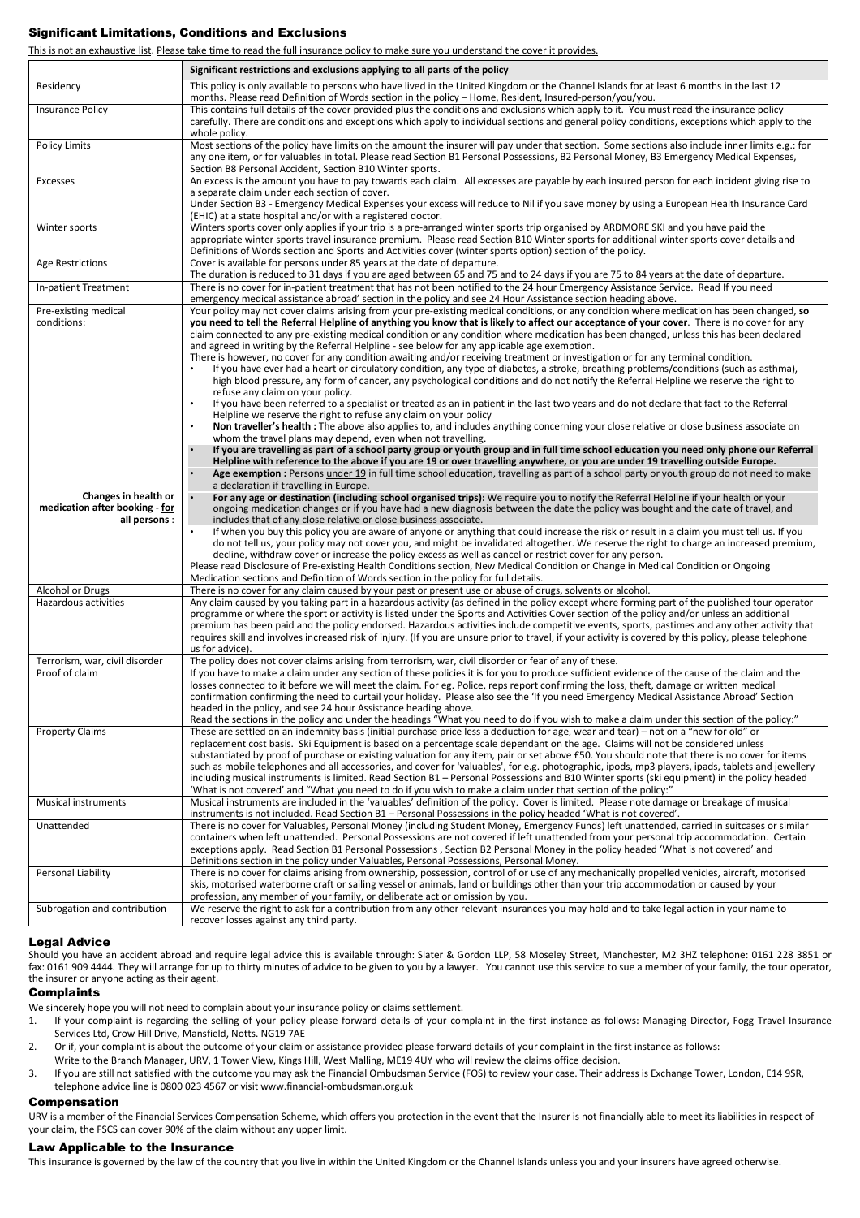## Significant Limitations, Conditions and Exclusions

This is not an exhaustive list. Please take time to read the full insurance policy to make sure you understand the cover it provides.

| | **Significant restrictions and exclusions applying to all parts of the policy** |
|---|---|
| Residency | This policy is only available to persons who have lived in the United Kingdom or the Channel Islands for at least 6 months in the last 12 months. Please read Definition of Words section in the policy – Home, Resident, Insured-person/you/you. |
| Insurance Policy | This contains full details of the cover provided plus the conditions and exclusions which apply to it. You must read the insurance policy carefully. There are conditions and exceptions which apply to individual sections and general policy conditions, exceptions which apply to the whole policy. |
| Policy Limits | Most sections of the policy have limits on the amount the insurer will pay under that section. Some sections also include inner limits e.g.: for any one item, or for valuables in total. Please read Section B1 Personal Possessions, B2 Personal Money, B3 Emergency Medical Expenses, Section B8 Personal Accident, Section B10 Winter sports. |
| Excesses | An excess is the amount you have to pay towards each claim. All excesses are payable by each insured person for each incident giving rise to a separate claim under each section of cover.<br>Under Section B3 - Emergency Medical Expenses your excess will reduce to Nil if you save money by using a European Health Insurance Card (EHIC) at a state hospital and/or with a registered doctor. |
| Winter sports | Winters sports cover only applies if your trip is a pre-arranged winter sports trip organised by ARDMORE SKI and you have paid the appropriate winter sports travel insurance premium. Please read Section B10 Winter sports for additional winter sports cover details and Definitions of Words section and Sports and Activities cover (winter sports option) section of the policy. |
| Age Restrictions | Cover is available for persons under 85 years at the date of departure.<br>The duration is reduced to 31 days if you are aged between 65 and 75 and to 24 days if you are 75 to 84 years at the date of departure. |
| In-patient Treatment | There is no cover for in-patient treatment that has not been notified to the 24 hour Emergency Assistance Service. Read If you need emergency medical assistance abroad' section in the policy and see 24 Hour Assistance section heading above. |
| Pre-existing medical conditions:<br><br>**Changes in health or medication after booking - for all persons**: | Your policy may not cover claims arising from your pre-existing medical conditions, or any condition where medication has been changed, **so you need to tell the Referral Helpline of anything you know that is likely to affect our acceptance of your cover**. There is no cover for any claim connected to any pre-existing medical condition or any condition where medication has been changed, unless this has been declared and agreed in writing by the Referral Helpline - see below for any applicable age exemption.<br>There is however, no cover for any condition awaiting and/or receiving treatment or investigation or for any terminal condition.<br>• If you have ever had a heart or circulatory condition, any type of diabetes, a stroke, breathing problems/conditions (such as asthma), high blood pressure, any form of cancer, any psychological conditions and do not notify the Referral Helpline we reserve the right to refuse any claim on your policy.<br>• If you have been referred to a specialist or treated as an in patient in the last two years and do not declare that fact to the Referral Helpline we reserve the right to refuse any claim on your policy<br>• **Non traveller's health :** The above also applies to, and includes anything concerning your close relative or close business associate on whom the travel plans may depend, even when not travelling.<br>• **If you are travelling as part of a school party group or youth group and in full time school education you need only phone our Referral Helpline with reference to the above if you are 19 or over travelling anywhere, or you are under 19 travelling outside Europe.**<br>• **Age exemption :** Persons under 19 in full time school education, travelling as part of a school party or youth group do not need to make a declaration if travelling in Europe.<br>• **For any age or destination (including school organised trips):** We require you to notify the Referral Helpline if your health or your ongoing medication changes or if you have had a new diagnosis between the date the policy was bought and the date of travel, and includes that of any close relative or close business associate.<br>• If when you buy this policy you are aware of anyone or anything that could increase the risk or result in a claim you must tell us. If you do not tell us, your policy may not cover you, and might be invalidated altogether. We reserve the right to charge an increased premium, decline, withdraw cover or increase the policy excess as well as cancel or restrict cover for any person.<br>Please read Disclosure of Pre-existing Health Conditions section, New Medical Condition or Change in Medical Condition or Ongoing Medication sections and Definition of Words section in the policy for full details. |
| Alcohol or Drugs | There is no cover for any claim caused by your past or present use or abuse of drugs, solvents or alcohol. |
| Hazardous activities | Any claim caused by you taking part in a hazardous activity (as defined in the policy except where forming part of the published tour operator programme or where the sport or activity is listed under the Sports and Activities Cover section of the policy and/or unless an additional premium has been paid and the policy endorsed. Hazardous activities include competitive events, sports, pastimes and any other activity that requires skill and involves increased risk of injury. (If you are unsure prior to travel, if your activity is covered by this policy, please telephone us for advice). |
| Terrorism, war, civil disorder | The policy does not cover claims arising from terrorism, war, civil disorder or fear of any of these. |
| Proof of claim | If you have to make a claim under any section of these policies it is for you to produce sufficient evidence of the cause of the claim and the losses connected to it before we will meet the claim. For eg. Police, reps report confirming the loss, theft, damage or written medical confirmation confirming the need to curtail your holiday. Please also see the 'If you need Emergency Medical Assistance Abroad' Section headed in the policy, and see 24 hour Assistance heading above.<br>Read the sections in the policy and under the headings "What you need to do if you wish to make a claim under this section of the policy:" |
| Property Claims | These are settled on an indemnity basis (initial purchase price less a deduction for age, wear and tear) – not on a "new for old" or replacement cost basis. Ski Equipment is based on a percentage scale dependant on the age. Claims will not be considered unless substantiated by proof of purchase or existing valuation for any item, pair or set above £50. You should note that there is no cover for items such as mobile telephones and all accessories, and cover for 'valuables', for e.g. photographic, ipods, mp3 players, ipads, tablets and jewellery including musical instruments is limited. Read Section B1 – Personal Possessions and B10 Winter sports (ski equipment) in the policy headed 'What is not covered' and "What you need to do if you wish to make a claim under that section of the policy:" |
| Musical instruments | Musical instruments are included in the 'valuables' definition of the policy. Cover is limited. Please note damage or breakage of musical instruments is not included. Read Section B1 – Personal Possessions in the policy headed 'What is not covered'. |
| Unattended | There is no cover for Valuables, Personal Money (including Student Money, Emergency Funds) left unattended, carried in suitcases or similar containers when left unattended. Personal Possessions are not covered if left unattended from your personal trip accommodation. Certain exceptions apply. Read Section B1 Personal Possessions , Section B2 Personal Money in the policy headed 'What is not covered' and Definitions section in the policy under Valuables, Personal Possessions, Personal Money. |
| Personal Liability | There is no cover for claims arising from ownership, possession, control of or use of any mechanically propelled vehicles, aircraft, motorised skis, motorised waterborne craft or sailing vessel or animals, land or buildings other than your trip accommodation or caused by your profession, any member of your family, or deliberate act or omission by you. |
| Subrogation and contribution | We reserve the right to ask for a contribution from any other relevant insurances you may hold and to take legal action in your name to recover losses against any third party. |

### Legal Advice

Should you have an accident abroad and require legal advice this is available through: Slater & Gordon LLP, 58 Moseley Street, Manchester, M2 3HZ telephone: 0161 228 3851 or fax: 0161 909 4444. They will arrange for up to thirty minutes of advice to be given to you by a lawyer. You cannot use this service to sue a member of your family, the tour operator, the insurer or anyone acting as their agent.

### Complaints

We sincerely hope you will not need to complain about your insurance policy or claims settlement.

1. If your complaint is regarding the selling of your policy please forward details of your complaint in the first instance as follows: Managing Director, Fogg Travel Insurance Services Ltd, Crow Hill Drive, Mansfield, Notts. NG19 7AE
2. Or if, your complaint is about the outcome of your claim or assistance provided please forward details of your complaint in the first instance as follows:
   Write to the Branch Manager, URV, 1 Tower View, Kings Hill, West Malling, ME19 4UY who will review the claims office decision.
3. If you are still not satisfied with the outcome you may ask the Financial Ombudsman Service (FOS) to review your case. Their address is Exchange Tower, London, E14 9SR, telephone advice line is 0800 023 4567 or visit www.financial-ombudsman.org.uk

### Compensation

URV is a member of the Financial Services Compensation Scheme, which offers you protection in the event that the Insurer is not financially able to meet its liabilities in respect of your claim, the FSCS can cover 90% of the claim without any upper limit.

### Law Applicable to the Insurance

This insurance is governed by the law of the country that you live in within the United Kingdom or the Channel Islands unless you and your insurers have agreed otherwise.